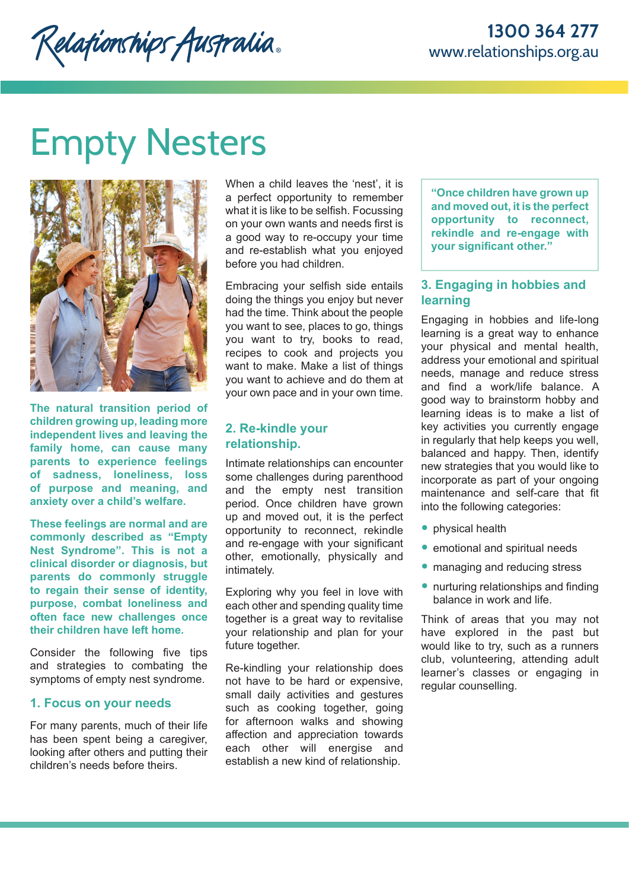Relationships Australia

1300 364 277
www.relationships.org.au

# Empty Nesters

**The natural transition period of children growing up, leading more independent lives and leaving the family home, can cause many parents to experience feelings of sadness, loneliness, loss of purpose and meaning, and anxiety over a child's welfare.**

**These feelings are normal and are commonly described as "Empty Nest Syndrome". This is not a clinical disorder or diagnosis, but parents do commonly struggle to regain their sense of identity, purpose, combat loneliness and often face new challenges once their children have left home.**

Consider the following five tips and strategies to combating the symptoms of empty nest syndrome.

## 1. Focus on your needs

For many parents, much of their life has been spent being a caregiver, looking after others and putting their children's needs before theirs.

When a child leaves the 'nest', it is a perfect opportunity to remember what it is like to be selfish. Focussing on your own wants and needs first is a good way to re-occupy your time and re-establish what you enjoyed before you had children.

Embracing your selfish side entails doing the things you enjoy but never had the time. Think about the people you want to see, places to go, things you want to try, books to read, recipes to cook and projects you want to make. Make a list of things you want to achieve and do them at your own pace and in your own time.

## 2. Re-kindle your relationship.

Intimate relationships can encounter some challenges during parenthood and the empty nest transition period. Once children have grown up and moved out, it is the perfect opportunity to reconnect, rekindle and re-engage with your significant other, emotionally, physically and intimately.

Exploring why you feel in love with each other and spending quality time together is a great way to revitalise your relationship and plan for your future together.

Re-kindling your relationship does not have to be hard or expensive, small daily activities and gestures such as cooking together, going for afternoon walks and showing affection and appreciation towards each other will energise and establish a new kind of relationship.

> **"Once children have grown up and moved out, it is the perfect opportunity to reconnect, rekindle and re-engage with your significant other."**

## 3. Engaging in hobbies and learning

Engaging in hobbies and life-long learning is a great way to enhance your physical and mental health, address your emotional and spiritual needs, manage and reduce stress and find a work/life balance. A good way to brainstorm hobby and learning ideas is to make a list of key activities you currently engage in regularly that help keeps you well, balanced and happy. Then, identify new strategies that you would like to incorporate as part of your ongoing maintenance and self-care that fit into the following categories:

- physical health
- emotional and spiritual needs
- managing and reducing stress
- nurturing relationships and finding balance in work and life.

Think of areas that you may not have explored in the past but would like to try, such as a runners club, volunteering, attending adult learner's classes or engaging in regular counselling.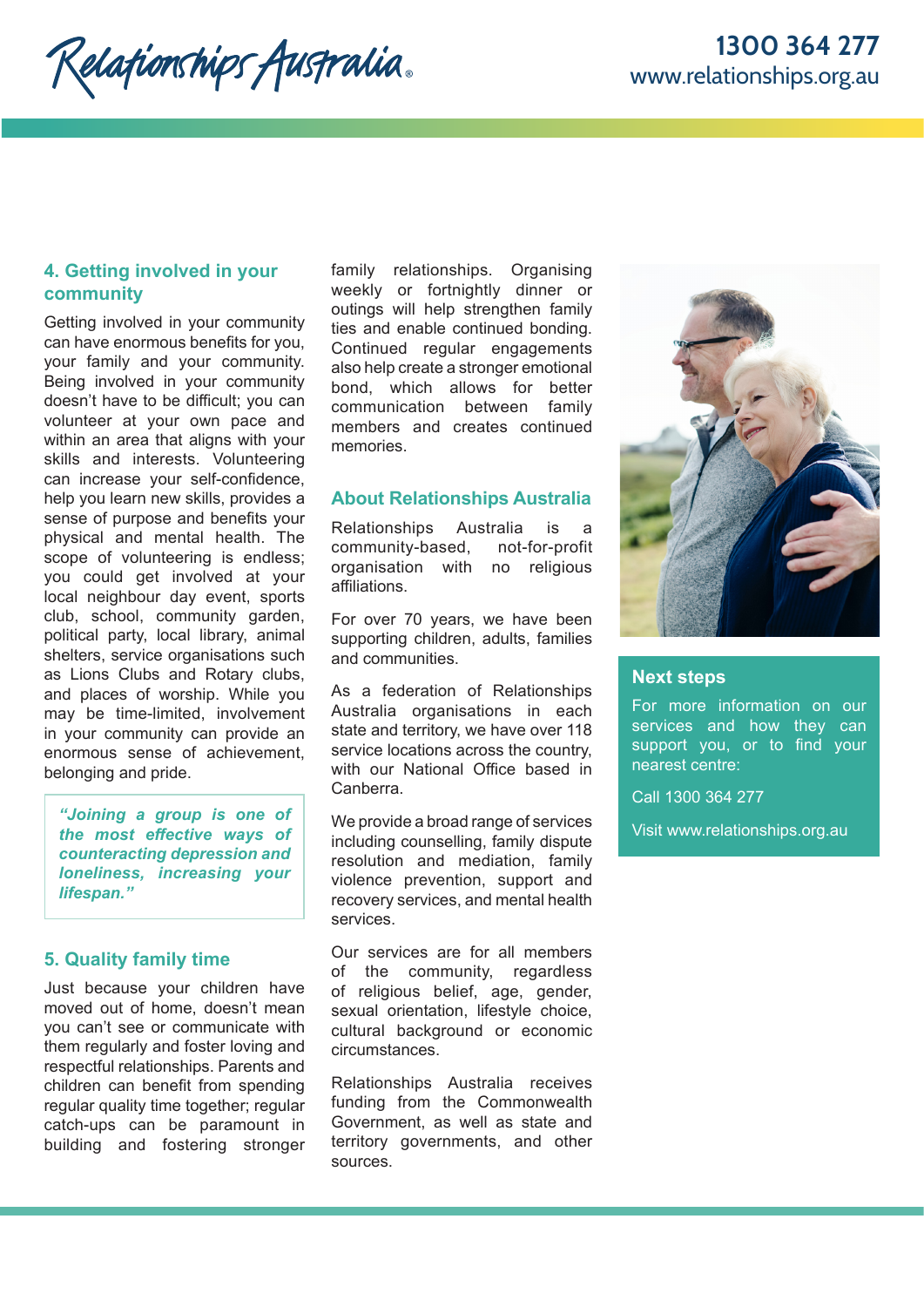## 4. Getting involved in your community

Getting involved in your community can have enormous benefits for you, your family and your community. Being involved in your community doesn't have to be difficult; you can volunteer at your own pace and within an area that aligns with your skills and interests. Volunteering can increase your self-confidence, help you learn new skills, provides a sense of purpose and benefits your physical and mental health. The scope of volunteering is endless; you could get involved at your local neighbour day event, sports club, school, community garden, political party, local library, animal shelters, service organisations such as Lions Clubs and Rotary clubs, and places of worship. While you may be time-limited, involvement in your community can provide an enormous sense of achievement, belonging and pride.

> ***"Joining a group is one of the most effective ways of counteracting depression and loneliness, increasing your lifespan."***

## 5. Quality family time

Just because your children have moved out of home, doesn't mean you can't see or communicate with them regularly and foster loving and respectful relationships. Parents and children can benefit from spending regular quality time together; regular catch-ups can be paramount in building and fostering stronger family relationships. Organising weekly or fortnightly dinner or outings will help strengthen family ties and enable continued bonding. Continued regular engagements also help create a stronger emotional bond, which allows for better communication between family members and creates continued memories.

## About Relationships Australia

Relationships Australia is a community-based, not-for-profit organisation with no religious affiliations.

For over 70 years, we have been supporting children, adults, families and communities.

As a federation of Relationships Australia organisations in each state and territory, we have over 118 service locations across the country, with our National Office based in Canberra.

We provide a broad range of services including counselling, family dispute resolution and mediation, family violence prevention, support and recovery services, and mental health services.

Our services are for all members of the community, regardless of religious belief, age, gender, sexual orientation, lifestyle choice, cultural background or economic circumstances.

Relationships Australia receives funding from the Commonwealth Government, as well as state and territory governments, and other sources.

## Next steps

For more information on our services and how they can support you, or to find your nearest centre:

Call 1300 364 277

Visit www.relationships.org.au